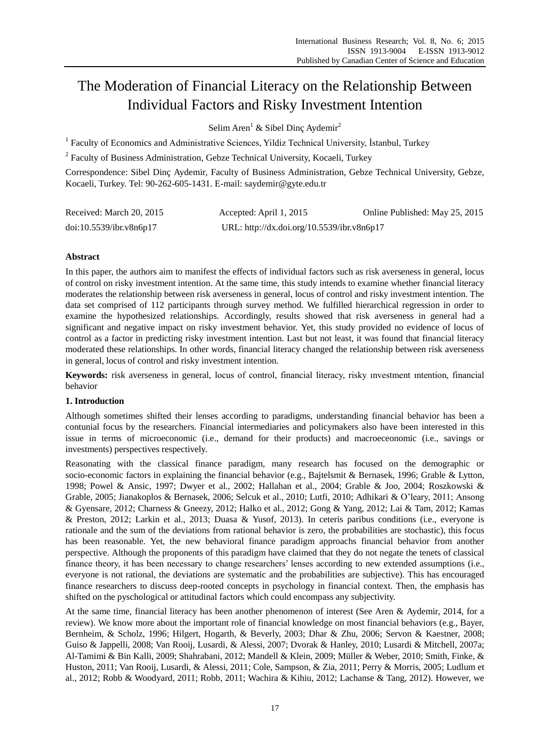# The Moderation of Financial Literacy on the Relationship Between Individual Factors and Risky Investment Intention

Selim Aren[1] & Sibel Dinç Aydemir[2]

[1] Faculty of Economics and Administrative Sciences, Yildiz Technical University, İstanbul, Turkey

[2] Faculty of Business Administration, Gebze Technical University, Kocaeli, Turkey

Correspondence: Sibel Dinç Aydemir, Faculty of Business Administration, Gebze Technical University, Gebze, Kocaeli, Turkey. Tel: 90-262-605-1431. E-mail: saydemir@gyte.edu.tr

Received: March 20, 2015 Accepted: April 1, 2015 Online Published: May 25, 2015

doi:10.5539/ibr.v8n6p17 URL: http://dx.doi.org/10.5539/ibr.v8n6p17

**Abstract**

In this paper, the authors aim to manifest the effects of individual factors such as risk averseness in general, locus of control on risky investment intention. At the same time, this study intends to examine whether financial literacy moderates the relationship between risk averseness in general, locus of control and risky investment intention. The data set comprised of 112 participants through survey method. We fulfilled hierarchical regression in order to examine the hypothesized relationships. Accordingly, results showed that risk averseness in general had a significant and negative impact on risky investment behavior. Yet, this study provided no evidence of locus of control as a factor in predicting risky investment intention. Last but not least, it was found that financial literacy moderated these relationships. In other words, financial literacy changed the relationship between risk averseness in general, locus of control and risky investment intention.

**Keywords:** risk averseness in general, locus of control, financial literacy, risky ınvestment ıntention, financial behavior

## 1. Introduction

Although sometimes shifted their lenses according to paradigms, understanding financial behavior has been a contunial focus by the researchers. Financial intermediaries and policymakers also have been interested in this issue in terms of microeconomic (i.e., demand for their products) and macroeceonomic (i.e., savings or investments) perspectives respectively.

Reasonating with the classical finance paradigm, many research has focused on the demographic or socio-economic factors in explaining the financial behavior (e.g., Bajtelsmit & Bernasek, 1996; Grable & Lytton, 1998; Powel & Ansic, 1997; Dwyer et al., 2002; Hallahan et al., 2004; Grable & Joo, 2004; Roszkowski & Grable, 2005; Jianakoplos & Bernasek, 2006; Selcuk et al., 2010; Lutfi, 2010; Adhikari & O'leary, 2011; Ansong & Gyensare, 2012; Charness & Gneezy, 2012; Halko et al., 2012; Gong & Yang, 2012; Lai & Tam, 2012; Kamas & Preston, 2012; Larkin et al., 2013; Duasa & Yusof, 2013). In ceteris paribus conditions (i.e., everyone is rationale and the sum of the deviations from rational behavior is zero, the probabilities are stochastic), this focus has been reasonable. Yet, the new behavioral finance paradigm approachs financial behavior from another perspective. Although the proponents of this paradigm have claimed that they do not negate the tenets of classical finance theory, it has been necessary to change researchers' lenses according to new extended assumptions (i.e., everyone is not rational, the deviations are systematic and the probabilities are subjective). This has encouraged finance researchers to discuss deep-rooted concepts in psychology in financial context. Then, the emphasis has shifted on the pyschological or attitudinal factors which could encompass any subjectivity.

At the same time, financial literacy has been another phenomenon of interest (See Aren & Aydemir, 2014, for a review). We know more about the important role of financial knowledge on most financial behaviors (e.g., Bayer, Bernheim, & Scholz, 1996; Hilgert, Hogarth, & Beverly, 2003; Dhar & Zhu, 2006; Servon & Kaestner, 2008; Guiso & Jappelli, 2008; Van Rooij, Lusardi, & Alessi, 2007; Dvorak & Hanley, 2010; Lusardi & Mitchell, 2007a; Al-Tamimi & Bin Kalli, 2009; Shahrabani, 2012; Mandell & Klein, 2009; Müller & Weber, 2010; Smith, Finke, & Huston, 2011; Van Rooij, Lusardi, & Alessi, 2011; Cole, Sampson, & Zia, 2011; Perry & Morris, 2005; Ludlum et al., 2012; Robb & Woodyard, 2011; Robb, 2011; Wachira & Kihiu, 2012; Lachanse & Tang, 2012). However, we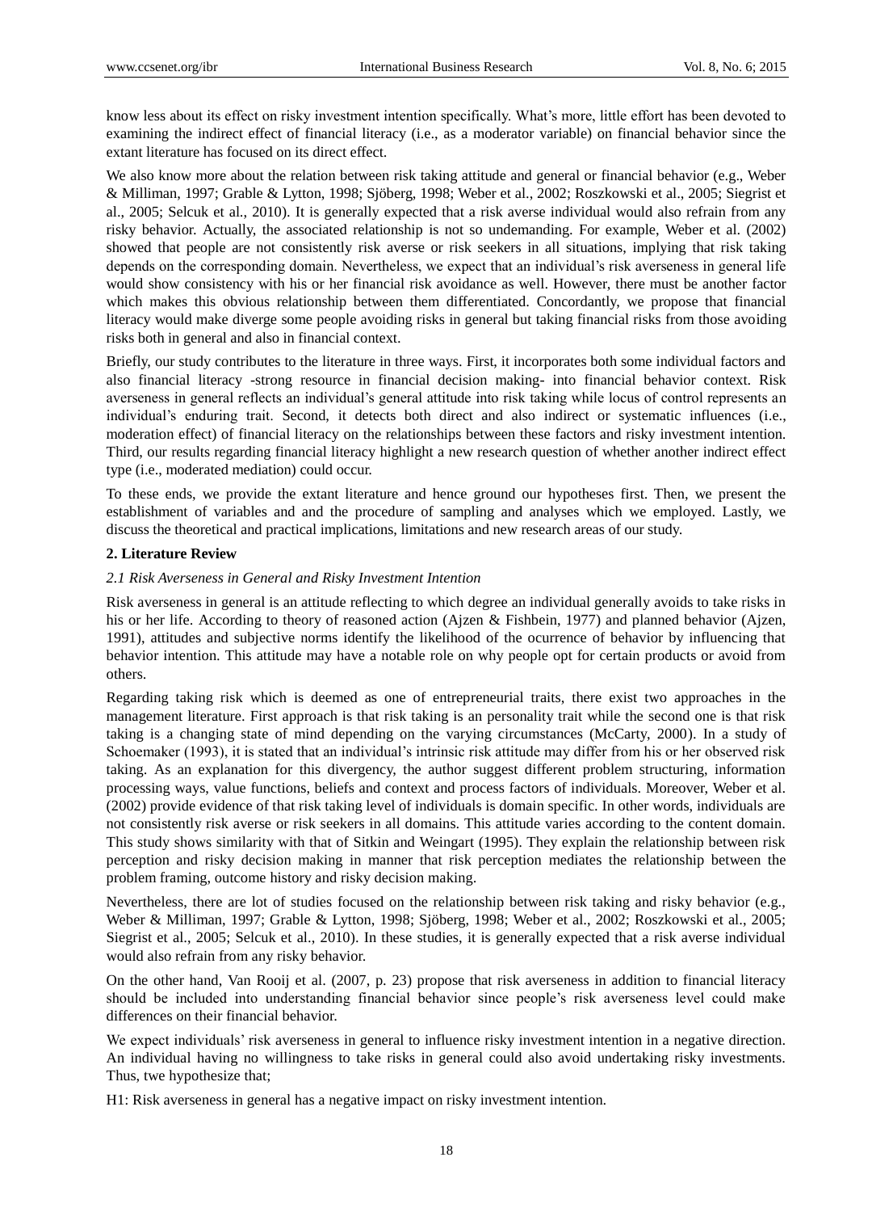know less about its effect on risky investment intention specifically. What's more, little effort has been devoted to examining the indirect effect of financial literacy (i.e., as a moderator variable) on financial behavior since the extant literature has focused on its direct effect.

We also know more about the relation between risk taking attitude and general or financial behavior (e.g., Weber & Milliman, 1997; Grable & Lytton, 1998; Sjöberg, 1998; Weber et al., 2002; Roszkowski et al., 2005; Siegrist et al., 2005; Selcuk et al., 2010). It is generally expected that a risk averse individual would also refrain from any risky behavior. Actually, the associated relationship is not so undemanding. For example, Weber et al. (2002) showed that people are not consistently risk averse or risk seekers in all situations, implying that risk taking depends on the corresponding domain. Nevertheless, we expect that an individual's risk averseness in general life would show consistency with his or her financial risk avoidance as well. However, there must be another factor which makes this obvious relationship between them differentiated. Concordantly, we propose that financial literacy would make diverge some people avoiding risks in general but taking financial risks from those avoiding risks both in general and also in financial context.

Briefly, our study contributes to the literature in three ways. First, it incorporates both some individual factors and also financial literacy -strong resource in financial decision making- into financial behavior context. Risk averseness in general reflects an individual's general attitude into risk taking while locus of control represents an individual's enduring trait. Second, it detects both direct and also indirect or systematic influences (i.e., moderation effect) of financial literacy on the relationships between these factors and risky investment intention. Third, our results regarding financial literacy highlight a new research question of whether another indirect effect type (i.e., moderated mediation) could occur.

To these ends, we provide the extant literature and hence ground our hypotheses first. Then, we present the establishment of variables and and the procedure of sampling and analyses which we employed. Lastly, we discuss the theoretical and practical implications, limitations and new research areas of our study.

## 2. Literature Review

### *2.1 Risk Averseness in General and Risky Investment Intention*

Risk averseness in general is an attitude reflecting to which degree an individual generally avoids to take risks in his or her life. According to theory of reasoned action (Ajzen & Fishbein, 1977) and planned behavior (Ajzen, 1991), attitudes and subjective norms identify the likelihood of the ocurrence of behavior by influencing that behavior intention. This attitude may have a notable role on why people opt for certain products or avoid from others.

Regarding taking risk which is deemed as one of entrepreneurial traits, there exist two approaches in the management literature. First approach is that risk taking is an personality trait while the second one is that risk taking is a changing state of mind depending on the varying circumstances (McCarty, 2000). In a study of Schoemaker (1993), it is stated that an individual's intrinsic risk attitude may differ from his or her observed risk taking. As an explanation for this divergency, the author suggest different problem structuring, information processing ways, value functions, beliefs and context and process factors of individuals. Moreover, Weber et al. (2002) provide evidence of that risk taking level of individuals is domain specific. In other words, individuals are not consistently risk averse or risk seekers in all domains. This attitude varies according to the content domain. This study shows similarity with that of Sitkin and Weingart (1995). They explain the relationship between risk perception and risky decision making in manner that risk perception mediates the relationship between the problem framing, outcome history and risky decision making.

Nevertheless, there are lot of studies focused on the relationship between risk taking and risky behavior (e.g., Weber & Milliman, 1997; Grable & Lytton, 1998; Sjöberg, 1998; Weber et al., 2002; Roszkowski et al., 2005; Siegrist et al., 2005; Selcuk et al., 2010). In these studies, it is generally expected that a risk averse individual would also refrain from any risky behavior.

On the other hand, Van Rooij et al. (2007, p. 23) propose that risk averseness in addition to financial literacy should be included into understanding financial behavior since people's risk averseness level could make differences on their financial behavior.

We expect individuals' risk averseness in general to influence risky investment intention in a negative direction. An individual having no willingness to take risks in general could also avoid undertaking risky investments. Thus, twe hypothesize that;

H1: Risk averseness in general has a negative impact on risky investment intention.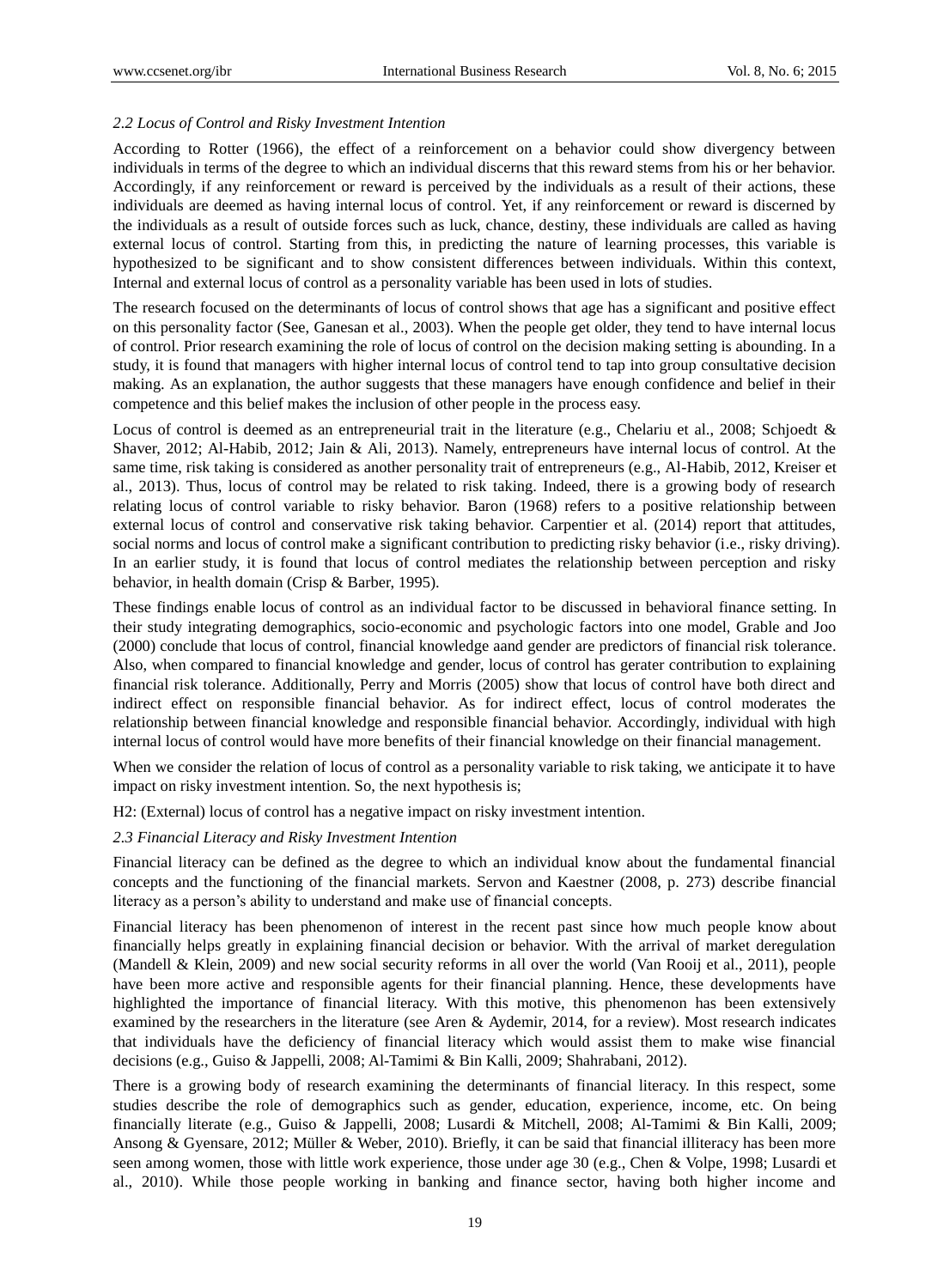### 2.2 Locus of Control and Risky Investment Intention

According to Rotter (1966), the effect of a reinforcement on a behavior could show divergency between individuals in terms of the degree to which an individual discerns that this reward stems from his or her behavior. Accordingly, if any reinforcement or reward is perceived by the individuals as a result of their actions, these individuals are deemed as having internal locus of control. Yet, if any reinforcement or reward is discerned by the individuals as a result of outside forces such as luck, chance, destiny, these individuals are called as having external locus of control. Starting from this, in predicting the nature of learning processes, this variable is hypothesized to be significant and to show consistent differences between individuals. Within this context, Internal and external locus of control as a personality variable has been used in lots of studies.

The research focused on the determinants of locus of control shows that age has a significant and positive effect on this personality factor (See, Ganesan et al., 2003). When the people get older, they tend to have internal locus of control. Prior research examining the role of locus of control on the decision making setting is abounding. In a study, it is found that managers with higher internal locus of control tend to tap into group consultative decision making. As an explanation, the author suggests that these managers have enough confidence and belief in their competence and this belief makes the inclusion of other people in the process easy.

Locus of control is deemed as an entrepreneurial trait in the literature (e.g., Chelariu et al., 2008; Schjoedt & Shaver, 2012; Al-Habib, 2012; Jain & Ali, 2013). Namely, entrepreneurs have internal locus of control. At the same time, risk taking is considered as another personality trait of entrepreneurs (e.g., Al-Habib, 2012, Kreiser et al., 2013). Thus, locus of control may be related to risk taking. Indeed, there is a growing body of research relating locus of control variable to risky behavior. Baron (1968) refers to a positive relationship between external locus of control and conservative risk taking behavior. Carpentier et al. (2014) report that attitudes, social norms and locus of control make a significant contribution to predicting risky behavior (i.e., risky driving). In an earlier study, it is found that locus of control mediates the relationship between perception and risky behavior, in health domain (Crisp & Barber, 1995).

These findings enable locus of control as an individual factor to be discussed in behavioral finance setting. In their study integrating demographics, socio-economic and psychologic factors into one model, Grable and Joo (2000) conclude that locus of control, financial knowledge aand gender are predictors of financial risk tolerance. Also, when compared to financial knowledge and gender, locus of control has gerater contribution to explaining financial risk tolerance. Additionally, Perry and Morris (2005) show that locus of control have both direct and indirect effect on responsible financial behavior. As for indirect effect, locus of control moderates the relationship between financial knowledge and responsible financial behavior. Accordingly, individual with high internal locus of control would have more benefits of their financial knowledge on their financial management.

When we consider the relation of locus of control as a personality variable to risk taking, we anticipate it to have impact on risky investment intention. So, the next hypothesis is;

H2: (External) locus of control has a negative impact on risky investment intention.

### 2.3 Financial Literacy and Risky Investment Intention

Financial literacy can be defined as the degree to which an individual know about the fundamental financial concepts and the functioning of the financial markets. Servon and Kaestner (2008, p. 273) describe financial literacy as a person's ability to understand and make use of financial concepts.

Financial literacy has been phenomenon of interest in the recent past since how much people know about financially helps greatly in explaining financial decision or behavior. With the arrival of market deregulation (Mandell & Klein, 2009) and new social security reforms in all over the world (Van Rooij et al., 2011), people have been more active and responsible agents for their financial planning. Hence, these developments have highlighted the importance of financial literacy. With this motive, this phenomenon has been extensively examined by the researchers in the literature (see Aren & Aydemir, 2014, for a review). Most research indicates that individuals have the deficiency of financial literacy which would assist them to make wise financial decisions (e.g., Guiso & Jappelli, 2008; Al-Tamimi & Bin Kalli, 2009; Shahrabani, 2012).

There is a growing body of research examining the determinants of financial literacy. In this respect, some studies describe the role of demographics such as gender, education, experience, income, etc. On being financially literate (e.g., Guiso & Jappelli, 2008; Lusardi & Mitchell, 2008; Al-Tamimi & Bin Kalli, 2009; Ansong & Gyensare, 2012; Müller & Weber, 2010). Briefly, it can be said that financial illiteracy has been more seen among women, those with little work experience, those under age 30 (e.g., Chen & Volpe, 1998; Lusardi et al., 2010). While those people working in banking and finance sector, having both higher income and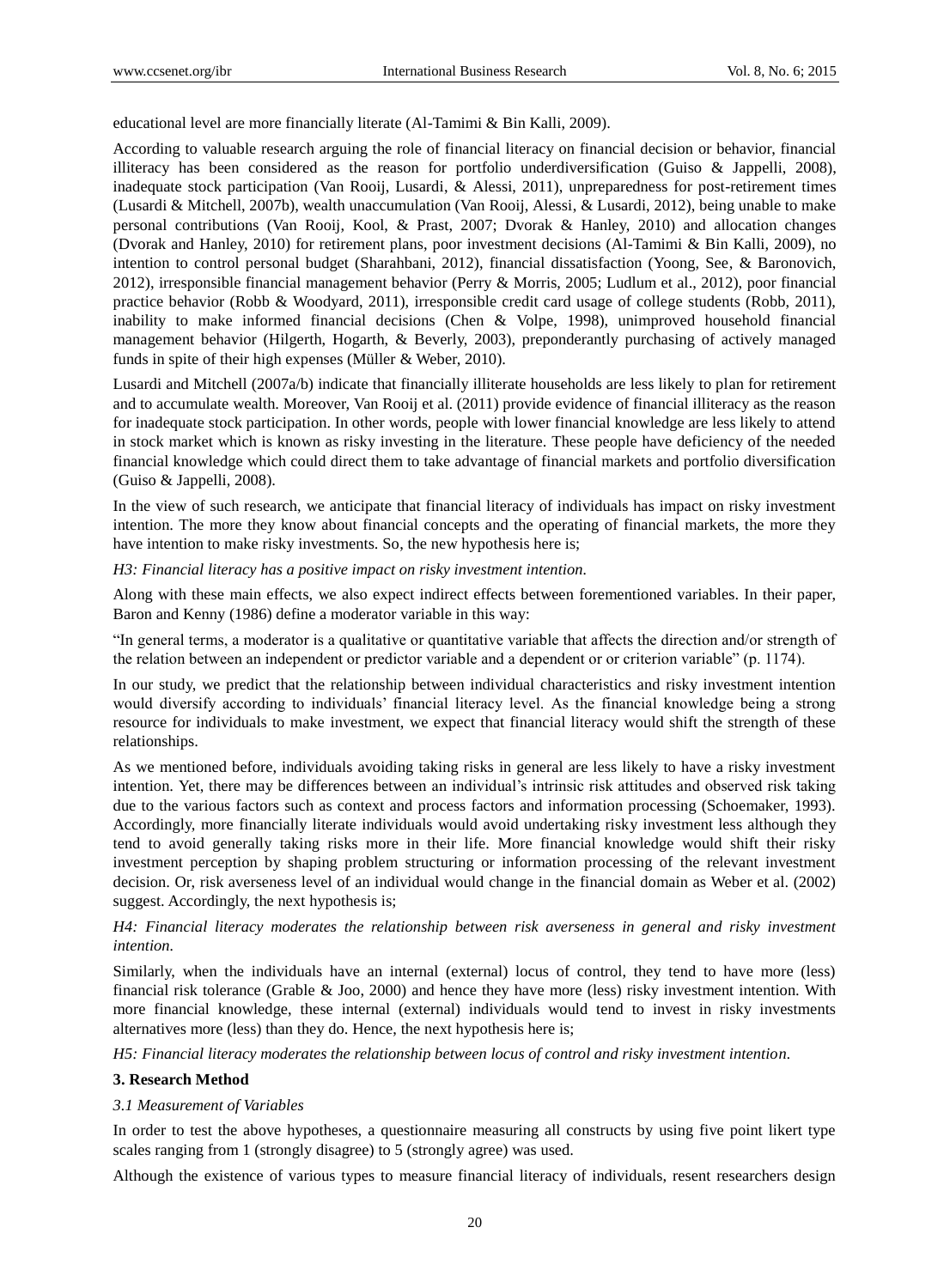educational level are more financially literate (Al-Tamimi & Bin Kalli, 2009).

According to valuable research arguing the role of financial literacy on financial decision or behavior, financial illiteracy has been considered as the reason for portfolio underdiversification (Guiso & Jappelli, 2008), inadequate stock participation (Van Rooij, Lusardi, & Alessi, 2011), unpreparedness for post-retirement times (Lusardi & Mitchell, 2007b), wealth unaccumulation (Van Rooij, Alessi, & Lusardi, 2012), being unable to make personal contributions (Van Rooij, Kool, & Prast, 2007; Dvorak & Hanley, 2010) and allocation changes (Dvorak and Hanley, 2010) for retirement plans, poor investment decisions (Al-Tamimi & Bin Kalli, 2009), no intention to control personal budget (Sharahbani, 2012), financial dissatisfaction (Yoong, See, & Baronovich, 2012), irresponsible financial management behavior (Perry & Morris, 2005; Ludlum et al., 2012), poor financial practice behavior (Robb & Woodyard, 2011), irresponsible credit card usage of college students (Robb, 2011), inability to make informed financial decisions (Chen & Volpe, 1998), unimproved household financial management behavior (Hilgerth, Hogarth, & Beverly, 2003), preponderantly purchasing of actively managed funds in spite of their high expenses (Müller & Weber, 2010).

Lusardi and Mitchell (2007a/b) indicate that financially illiterate households are less likely to plan for retirement and to accumulate wealth. Moreover, Van Rooij et al. (2011) provide evidence of financial illiteracy as the reason for inadequate stock participation. In other words, people with lower financial knowledge are less likely to attend in stock market which is known as risky investing in the literature. These people have deficiency of the needed financial knowledge which could direct them to take advantage of financial markets and portfolio diversification (Guiso & Jappelli, 2008).

In the view of such research, we anticipate that financial literacy of individuals has impact on risky investment intention. The more they know about financial concepts and the operating of financial markets, the more they have intention to make risky investments. So, the new hypothesis here is;

*H3: Financial literacy has a positive impact on risky investment intention.*

Along with these main effects, we also expect indirect effects between forementioned variables. In their paper, Baron and Kenny (1986) define a moderator variable in this way:

"In general terms, a moderator is a qualitative or quantitative variable that affects the direction and/or strength of the relation between an independent or predictor variable and a dependent or or criterion variable" (p. 1174).

In our study, we predict that the relationship between individual characteristics and risky investment intention would diversify according to individuals' financial literacy level. As the financial knowledge being a strong resource for individuals to make investment, we expect that financial literacy would shift the strength of these relationships.

As we mentioned before, individuals avoiding taking risks in general are less likely to have a risky investment intention. Yet, there may be differences between an individual's intrinsic risk attitudes and observed risk taking due to the various factors such as context and process factors and information processing (Schoemaker, 1993). Accordingly, more financially literate individuals would avoid undertaking risky investment less although they tend to avoid generally taking risks more in their life. More financial knowledge would shift their risky investment perception by shaping problem structuring or information processing of the relevant investment decision. Or, risk averseness level of an individual would change in the financial domain as Weber et al. (2002) suggest. Accordingly, the next hypothesis is;

*H4: Financial literacy moderates the relationship between risk averseness in general and risky investment intention.*

Similarly, when the individuals have an internal (external) locus of control, they tend to have more (less) financial risk tolerance (Grable & Joo, 2000) and hence they have more (less) risky investment intention. With more financial knowledge, these internal (external) individuals would tend to invest in risky investments alternatives more (less) than they do. Hence, the next hypothesis here is;

*H5: Financial literacy moderates the relationship between locus of control and risky investment intention.*

## 3. Research Method

### *3.1 Measurement of Variables*

In order to test the above hypotheses, a questionnaire measuring all constructs by using five point likert type scales ranging from 1 (strongly disagree) to 5 (strongly agree) was used.

Although the existence of various types to measure financial literacy of individuals, resent researchers design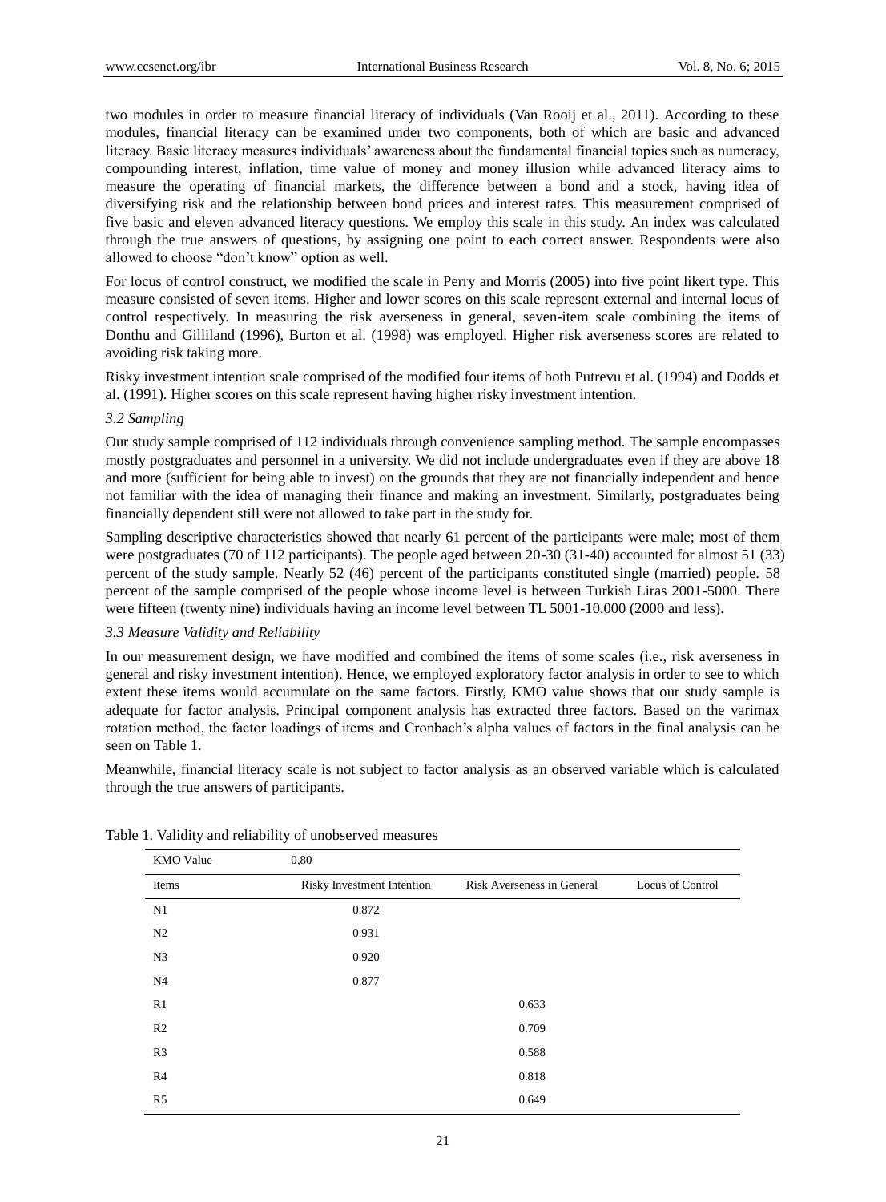two modules in order to measure financial literacy of individuals (Van Rooij et al., 2011). According to these modules, financial literacy can be examined under two components, both of which are basic and advanced literacy. Basic literacy measures individuals' awareness about the fundamental financial topics such as numeracy, compounding interest, inflation, time value of money and money illusion while advanced literacy aims to measure the operating of financial markets, the difference between a bond and a stock, having idea of diversifying risk and the relationship between bond prices and interest rates. This measurement comprised of five basic and eleven advanced literacy questions. We employ this scale in this study. An index was calculated through the true answers of questions, by assigning one point to each correct answer. Respondents were also allowed to choose "don't know" option as well.

For locus of control construct, we modified the scale in Perry and Morris (2005) into five point likert type. This measure consisted of seven items. Higher and lower scores on this scale represent external and internal locus of control respectively. In measuring the risk averseness in general, seven-item scale combining the items of Donthu and Gilliland (1996), Burton et al. (1998) was employed. Higher risk averseness scores are related to avoiding risk taking more.

Risky investment intention scale comprised of the modified four items of both Putrevu et al. (1994) and Dodds et al. (1991). Higher scores on this scale represent having higher risky investment intention.

### *3.2 Sampling*

Our study sample comprised of 112 individuals through convenience sampling method. The sample encompasses mostly postgraduates and personnel in a university. We did not include undergraduates even if they are above 18 and more (sufficient for being able to invest) on the grounds that they are not financially independent and hence not familiar with the idea of managing their finance and making an investment. Similarly, postgraduates being financially dependent still were not allowed to take part in the study for.

Sampling descriptive characteristics showed that nearly 61 percent of the participants were male; most of them were postgraduates (70 of 112 participants). The people aged between 20-30 (31-40) accounted for almost 51 (33) percent of the study sample. Nearly 52 (46) percent of the participants constituted single (married) people. 58 percent of the sample comprised of the people whose income level is between Turkish Liras 2001-5000. There were fifteen (twenty nine) individuals having an income level between TL 5001-10.000 (2000 and less).

### *3.3 Measure Validity and Reliability*

In our measurement design, we have modified and combined the items of some scales (i.e., risk averseness in general and risky investment intention). Hence, we employed exploratory factor analysis in order to see to which extent these items would accumulate on the same factors. Firstly, KMO value shows that our study sample is adequate for factor analysis. Principal component analysis has extracted three factors. Based on the varimax rotation method, the factor loadings of items and Cronbach's alpha values of factors in the final analysis can be seen on Table 1.

Meanwhile, financial literacy scale is not subject to factor analysis as an observed variable which is calculated through the true answers of participants.

Table 1. Validity and reliability of unobserved measures

| KMO Value | 0,80 | | |
|---|---|---|---|
| Items | Risky Investment Intention | Risk Averseness in General | Locus of Control |
| N1 | 0.872 | | |
| N2 | 0.931 | | |
| N3 | 0.920 | | |
| N4 | 0.877 | | |
| R1 | | 0.633 | |
| R2 | | 0.709 | |
| R3 | | 0.588 | |
| R4 | | 0.818 | |
| R5 | | 0.649 | |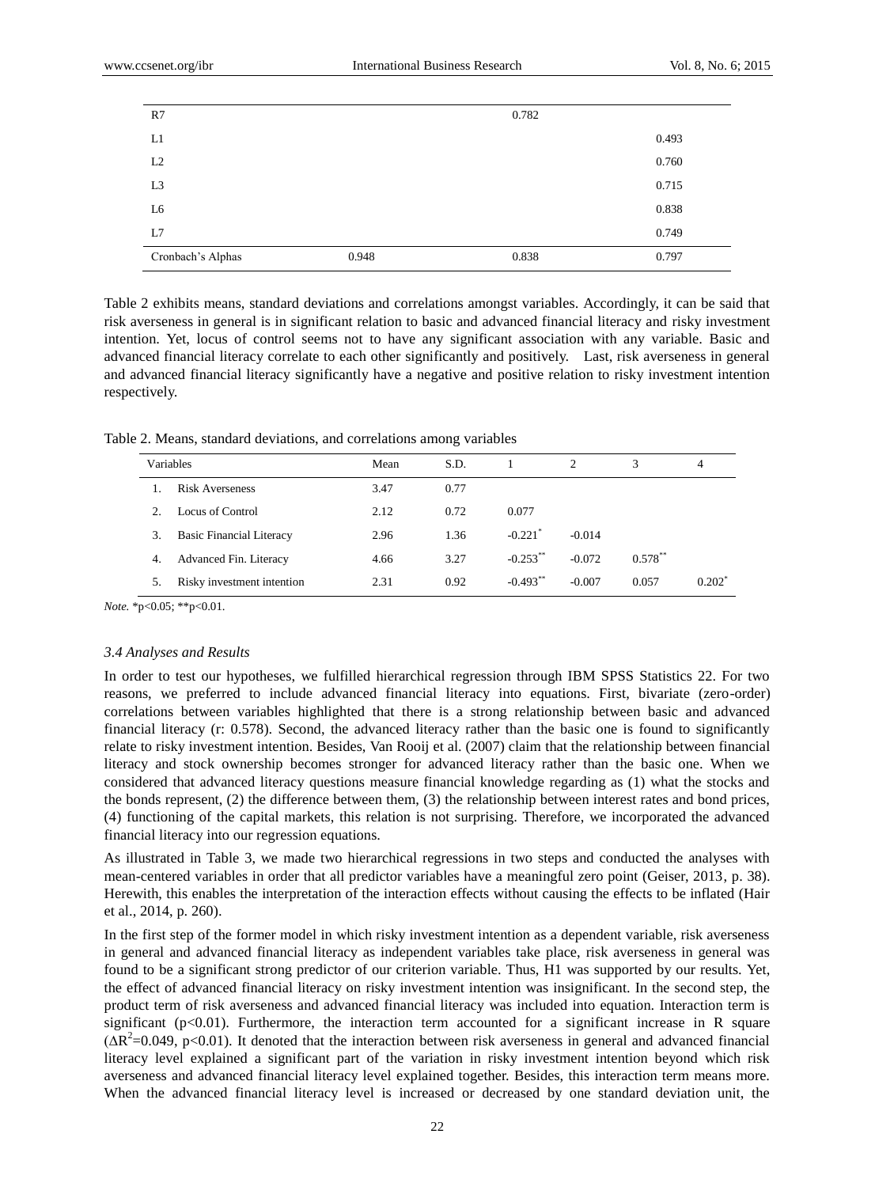| | | | |
|---|---|---|---|
| R7 | | 0.782 | |
| L1 | | | 0.493 |
| L2 | | | 0.760 |
| L3 | | | 0.715 |
| L6 | | | 0.838 |
| L7 | | | 0.749 |
| Cronbach's Alphas | 0.948 | 0.838 | 0.797 |

Table 2 exhibits means, standard deviations and correlations amongst variables. Accordingly, it can be said that risk averseness in general is in significant relation to basic and advanced financial literacy and risky investment intention. Yet, locus of control seems not to have any significant association with any variable. Basic and advanced financial literacy correlate to each other significantly and positively. Last, risk averseness in general and advanced financial literacy significantly have a negative and positive relation to risky investment intention respectively.

Table 2. Means, standard deviations, and correlations among variables

| Variables | Mean | S.D. | 1 | 2 | 3 | 4 |
|---|---|---|---|---|---|---|
| 1. Risk Averseness | 3.47 | 0.77 | | | | |
| 2. Locus of Control | 2.12 | 0.72 | 0.077 | | | |
| 3. Basic Financial Literacy | 2.96 | 1.36 | -0.221* | -0.014 | | |
| 4. Advanced Fin. Literacy | 4.66 | 3.27 | -0.253** | -0.072 | 0.578** | |
| 5. Risky investment intention | 2.31 | 0.92 | -0.493** | -0.007 | 0.057 | 0.202* |

*Note.* *p<0.05; **p<0.01.

### 3.4 Analyses and Results

In order to test our hypotheses, we fulfilled hierarchical regression through IBM SPSS Statistics 22. For two reasons, we preferred to include advanced financial literacy into equations. First, bivariate (zero-order) correlations between variables highlighted that there is a strong relationship between basic and advanced financial literacy (r: 0.578). Second, the advanced literacy rather than the basic one is found to significantly relate to risky investment intention. Besides, Van Rooij et al. (2007) claim that the relationship between financial literacy and stock ownership becomes stronger for advanced literacy rather than the basic one. When we considered that advanced literacy questions measure financial knowledge regarding as (1) what the stocks and the bonds represent, (2) the difference between them, (3) the relationship between interest rates and bond prices, (4) functioning of the capital markets, this relation is not surprising. Therefore, we incorporated the advanced financial literacy into our regression equations.

As illustrated in Table 3, we made two hierarchical regressions in two steps and conducted the analyses with mean-centered variables in order that all predictor variables have a meaningful zero point (Geiser, 2013, p. 38). Herewith, this enables the interpretation of the interaction effects without causing the effects to be inflated (Hair et al., 2014, p. 260).

In the first step of the former model in which risky investment intention as a dependent variable, risk averseness in general and advanced financial literacy as independent variables take place, risk averseness in general was found to be a significant strong predictor of our criterion variable. Thus, H1 was supported by our results. Yet, the effect of advanced financial literacy on risky investment intention was insignificant. In the second step, the product term of risk averseness and advanced financial literacy was included into equation. Interaction term is significant ($p<0.01$). Furthermore, the interaction term accounted for a significant increase in R square ($\Delta R^2=0.049$, $p<0.01$). It denoted that the interaction between risk averseness in general and advanced financial literacy level explained a significant part of the variation in risky investment intention beyond which risk averseness and advanced financial literacy level explained together. Besides, this interaction term means more. When the advanced financial literacy level is increased or decreased by one standard deviation unit, the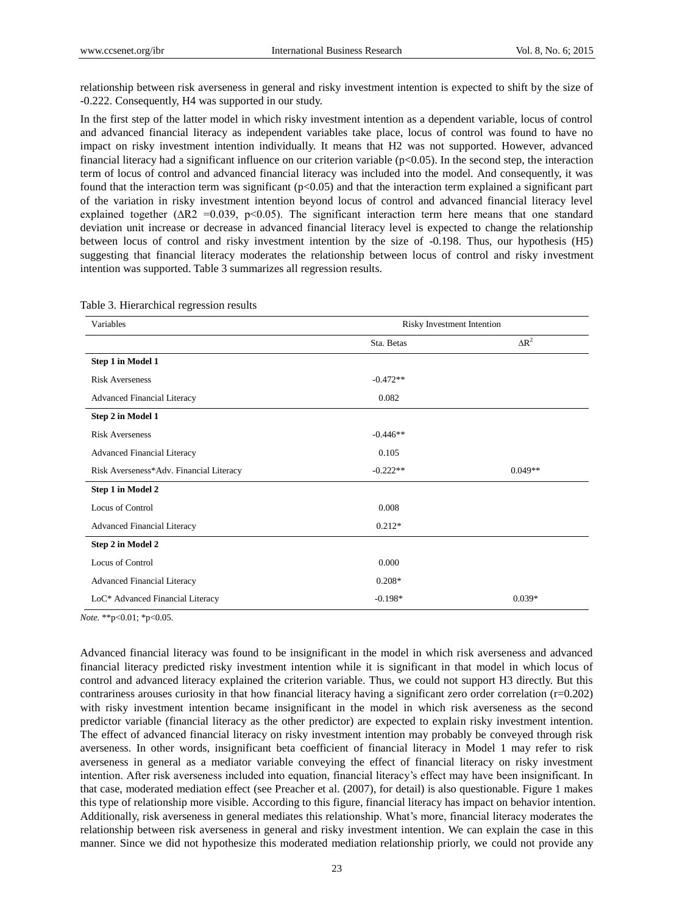relationship between risk averseness in general and risky investment intention is expected to shift by the size of -0.222. Consequently, H4 was supported in our study.

In the first step of the latter model in which risky investment intention as a dependent variable, locus of control and advanced financial literacy as independent variables take place, locus of control was found to have no impact on risky investment intention individually. It means that H2 was not supported. However, advanced financial literacy had a significant influence on our criterion variable ($p<0.05$). In the second step, the interaction term of locus of control and advanced financial literacy was included into the model. And consequently, it was found that the interaction term was significant ($p<0.05$) and that the interaction term explained a significant part of the variation in risky investment intention beyond locus of control and advanced financial literacy level explained together ($\Delta R2 = 0.039$, $p<0.05$). The significant interaction term here means that one standard deviation unit increase or decrease in advanced financial literacy level is expected to change the relationship between locus of control and risky investment intention by the size of -0.198. Thus, our hypothesis (H5) suggesting that financial literacy moderates the relationship between locus of control and risky investment intention was supported. Table 3 summarizes all regression results.

Table 3. Hierarchical regression results

| Variables | Risky Investment Intention | |
|---|---|---|
| | Sta. Betas | $\Delta R^2$ |
| **Step 1 in Model 1** | | |
| Risk Averseness | -0.472** | |
| Advanced Financial Literacy | 0.082 | |
| **Step 2 in Model 1** | | |
| Risk Averseness | -0.446** | |
| Advanced Financial Literacy | 0.105 | |
| Risk Averseness*Adv. Financial Literacy | -0.222** | 0.049** |
| **Step 1 in Model 2** | | |
| Locus of Control | 0.008 | |
| Advanced Financial Literacy | 0.212* | |
| **Step 2 in Model 2** | | |
| Locus of Control | 0.000 | |
| Advanced Financial Literacy | 0.208* | |
| LoC* Advanced Financial Literacy | -0.198* | 0.039* |

*Note.* **p<0.01; *p<0.05.

Advanced financial literacy was found to be insignificant in the model in which risk averseness and advanced financial literacy predicted risky investment intention while it is significant in that model in which locus of control and advanced literacy explained the criterion variable. Thus, we could not support H3 directly. But this contrariness arouses curiosity in that how financial literacy having a significant zero order correlation ($r=0.202$) with risky investment intention became insignificant in the model in which risk averseness as the second predictor variable (financial literacy as the other predictor) are expected to explain risky investment intention. The effect of advanced financial literacy on risky investment intention may probably be conveyed through risk averseness. In other words, insignificant beta coefficient of financial literacy in Model 1 may refer to risk averseness in general as a mediator variable conveying the effect of financial literacy on risky investment intention. After risk averseness included into equation, financial literacy's effect may have been insignificant. In that case, moderated mediation effect (see Preacher et al. (2007), for detail) is also questionable. Figure 1 makes this type of relationship more visible. According to this figure, financial literacy has impact on behavior intention. Additionally, risk averseness in general mediates this relationship. What's more, financial literacy moderates the relationship between risk averseness in general and risky investment intention. We can explain the case in this manner. Since we did not hypothesize this moderated mediation relationship priorly, we could not provide any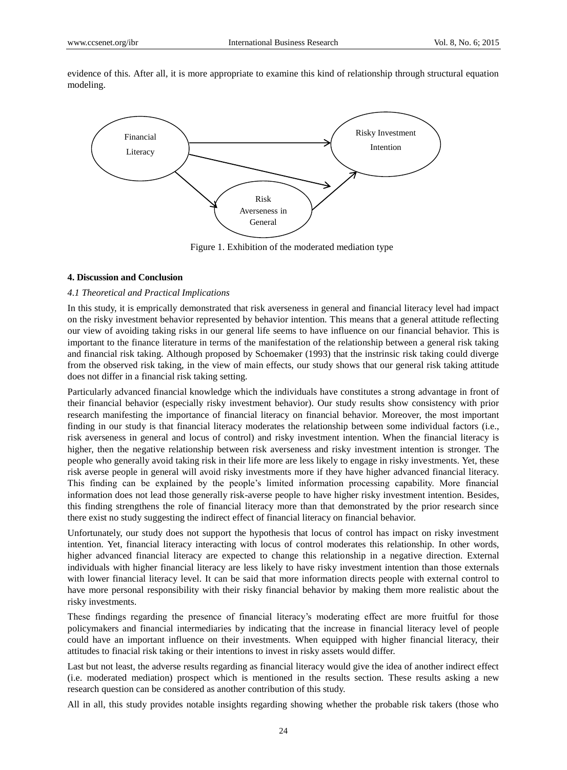evidence of this. After all, it is more appropriate to examine this kind of relationship through structural equation modeling.

Financial Literacy

Risky Investment Intention

Risk Averseness in General

Figure 1. Exhibition of the moderated mediation type

#### 4. Discussion and Conclusion

*4.1 Theoretical and Practical Implications*

In this study, it is emprically demonstrated that risk averseness in general and financial literacy level had impact on the risky investment behavior represented by behavior intention. This means that a general attitude reflecting our view of avoiding taking risks in our general life seems to have influence on our financial behavior. This is important to the finance literature in terms of the manifestation of the relationship between a general risk taking and financial risk taking. Although proposed by Schoemaker (1993) that the instrinsic risk taking could diverge from the observed risk taking, in the view of main effects, our study shows that our general risk taking attitude does not differ in a financial risk taking setting.

Particularly advanced financial knowledge which the individuals have constitutes a strong advantage in front of their financial behavior (especially risky investment behavior). Our study results show consistency with prior research manifesting the importance of financial literacy on financial behavior. Moreover, the most important finding in our study is that financial literacy moderates the relationship between some individual factors (i.e., risk averseness in general and locus of control) and risky investment intention. When the financial literacy is higher, then the negative relationship between risk averseness and risky investment intention is stronger. The people who generally avoid taking risk in their life more are less likely to engage in risky investments. Yet, these risk averse people in general will avoid risky investments more if they have higher advanced financial literacy. This finding can be explained by the people's limited information processing capability. More financial information does not lead those generally risk-averse people to have higher risky investment intention. Besides, this finding strengthens the role of financial literacy more than that demonstrated by the prior research since there exist no study suggesting the indirect effect of financial literacy on financial behavior.

Unfortunately, our study does not support the hypothesis that locus of control has impact on risky investment intention. Yet, financial literacy interacting with locus of control moderates this relationship. In other words, higher advanced financial literacy are expected to change this relationship in a negative direction. External individuals with higher financial literacy are less likely to have risky investment intention than those externals with lower financial literacy level. It can be said that more information directs people with external control to have more personal responsibility with their risky financial behavior by making them more realistic about the risky investments.

These findings regarding the presence of financial literacy's moderating effect are more fruitful for those policymakers and financial intermediaries by indicating that the increase in financial literacy level of people could have an important influence on their investments. When equipped with higher financial literacy, their attitudes to finacial risk taking or their intentions to invest in risky assets would differ.

Last but not least, the adverse results regarding as financial literacy would give the idea of another indirect effect (i.e. moderated mediation) prospect which is mentioned in the results section. These results asking a new research question can be considered as another contribution of this study.

All in all, this study provides notable insights regarding showing whether the probable risk takers (those who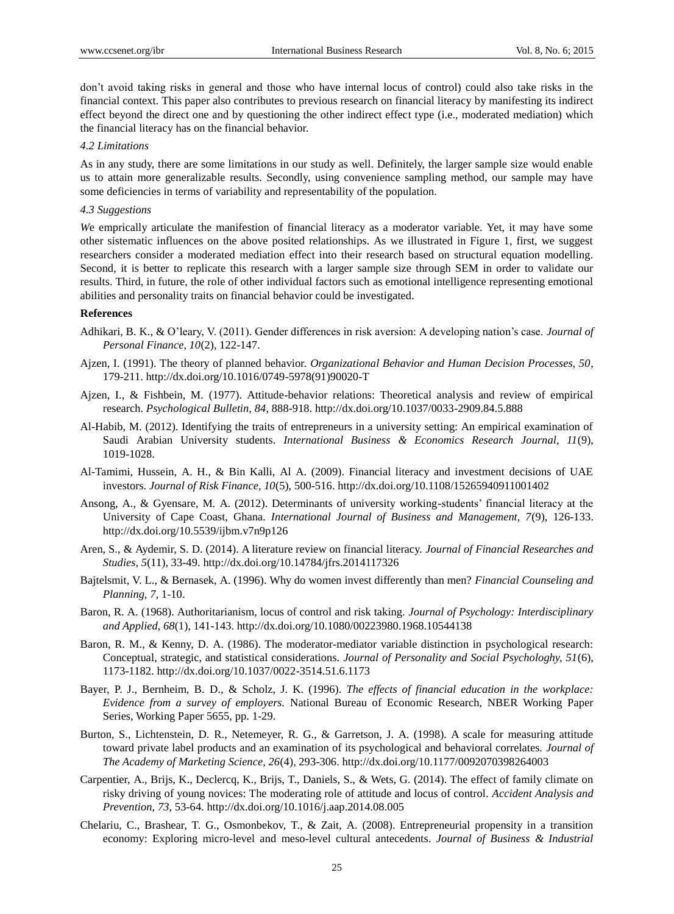don't avoid taking risks in general and those who have internal locus of control) could also take risks in the financial context. This paper also contributes to previous research on financial literacy by manifesting its indirect effect beyond the direct one and by questioning the other indirect effect type (i.e., moderated mediation) which the financial literacy has on the financial behavior.

### *4.2 Limitations*

As in any study, there are some limitations in our study as well. Definitely, the larger sample size would enable us to attain more generalizable results. Secondly, using convenience sampling method, our sample may have some deficiencies in terms of variability and representability of the population.

### *4.3 Suggestions*

We emprically articulate the manifestion of financial literacy as a moderator variable. Yet, it may have some other sistematic influences on the above posited relationships. As we illustrated in Figure 1, first, we suggest researchers consider a moderated mediation effect into their research based on structural equation modelling. Second, it is better to replicate this research with a larger sample size through SEM in order to validate our results. Third, in future, the role of other individual factors such as emotional intelligence representing emotional abilities and personality traits on financial behavior could be investigated.

## References

Adhikari, B. K., & O'leary, V. (2011). Gender differences in risk aversion: A developing nation's case. *Journal of Personal Finance, 10*(2), 122-147.

Ajzen, I. (1991). The theory of planned behavior. *Organizational Behavior and Human Decision Processes, 50*, 179-211. http://dx.doi.org/10.1016/0749-5978(91)90020-T

Ajzen, I., & Fishbein, M. (1977). Attitude-behavior relations: Theoretical analysis and review of empirical research. *Psychological Bulletin, 84*, 888-918. http://dx.doi.org/10.1037/0033-2909.84.5.888

Al-Habib, M. (2012). Identifying the traits of entrepreneurs in a university setting: An empirical examination of Saudi Arabian University students. *International Business & Economics Research Journal, 11*(9), 1019-1028.

Al-Tamimi, Hussein, A. H., & Bin Kalli, Al A. (2009). Financial literacy and investment decisions of UAE investors. *Journal of Risk Finance, 10*(5), 500-516. http://dx.doi.org/10.1108/15265940911001402

Ansong, A., & Gyensare, M. A. (2012). Determinants of university working-students' financial literacy at the University of Cape Coast, Ghana. *International Journal of Business and Management, 7*(9), 126-133. http://dx.doi.org/10.5539/ijbm.v7n9p126

Aren, S., & Aydemir, S. D. (2014). A literature review on financial literacy. *Journal of Financial Researches and Studies, 5*(11), 33-49. http://dx.doi.org/10.14784/jfrs.2014117326

Bajtelsmit, V. L., & Bernasek, A. (1996). Why do women invest differently than men? *Financial Counseling and Planning, 7*, 1-10.

Baron, R. A. (1968). Authoritarianism, locus of control and risk taking. *Journal of Psychology: Interdisciplinary and Applied, 68*(1), 141-143. http://dx.doi.org/10.1080/00223980.1968.10544138

Baron, R. M., & Kenny, D. A. (1986). The moderator-mediator variable distinction in psychological research: Conceptual, strategic, and statistical considerations. *Journal of Personality and Social Psychologhy, 51*(6), 1173-1182. http://dx.doi.org/10.1037/0022-3514.51.6.1173

Bayer, P. J., Bernheim, B. D., & Scholz, J. K. (1996). *The effects of financial education in the workplace: Evidence from a survey of employers.* National Bureau of Economic Research, NBER Working Paper Series, Working Paper 5655, pp. 1-29.

Burton, S., Lichtenstein, D. R., Netemeyer, R. G., & Garretson, J. A. (1998). A scale for measuring attitude toward private label products and an examination of its psychological and behavioral correlates. *Journal of The Academy of Marketing Science, 26*(4), 293-306. http://dx.doi.org/10.1177/0092070398264003

Carpentier, A., Brijs, K., Declercq, K., Brijs, T., Daniels, S., & Wets, G. (2014). The effect of family climate on risky driving of young novices: The moderating role of attitude and locus of control. *Accident Analysis and Prevention, 73*, 53-64. http://dx.doi.org/10.1016/j.aap.2014.08.005

Chelariu, C., Brashear, T. G., Osmonbekov, T., & Zait, A. (2008). Entrepreneurial propensity in a transition economy: Exploring micro-level and meso-level cultural antecedents. *Journal of Business & Industrial*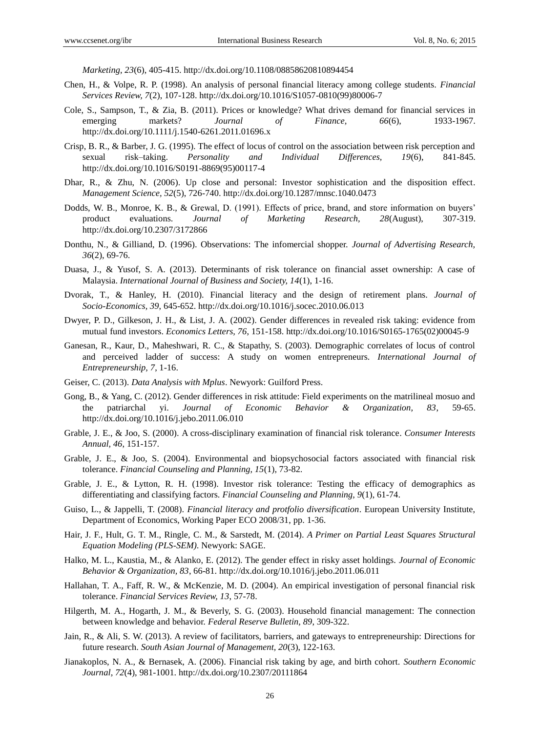*Marketing, 23*(6), 405-415. http://dx.doi.org/10.1108/08858620810894454

Chen, H., & Volpe, R. P. (1998). An analysis of personal financial literacy among college students. *Financial Services Review, 7*(2), 107-128. http://dx.doi.org/10.1016/S1057-0810(99)80006-7

Cole, S., Sampson, T., & Zia, B. (2011). Prices or knowledge? What drives demand for financial services in emerging markets? *Journal of Finance, 66*(6), 1933-1967. http://dx.doi.org/10.1111/j.1540-6261.2011.01696.x

Crisp, B. R., & Barber, J. G. (1995). The effect of locus of control on the association between risk perception and sexual risk–taking. *Personality and Individual Differences, 19*(6), 841-845. http://dx.doi.org/10.1016/S0191-8869(95)00117-4

Dhar, R., & Zhu, N. (2006). Up close and personal: Investor sophistication and the disposition effect. *Management Science, 52*(5), 726-740. http://dx.doi.org/10.1287/mnsc.1040.0473

Dodds, W. B., Monroe, K. B., & Grewal, D. (1991). Effects of price, brand, and store information on buyers' product evaluations. *Journal of Marketing Research, 28*(August), 307-319. http://dx.doi.org/10.2307/3172866

Donthu, N., & Gilliand, D. (1996). Observations: The infomercial shopper. *Journal of Advertising Research, 36*(2), 69-76.

Duasa, J., & Yusof, S. A. (2013). Determinants of risk tolerance on financial asset ownership: A case of Malaysia. *International Journal of Business and Society, 14*(1), 1-16.

Dvorak, T., & Hanley, H. (2010). Financial literacy and the design of retirement plans. *Journal of Socio-Economics, 39*, 645-652. http://dx.doi.org/10.1016/j.socec.2010.06.013

Dwyer, P. D., Gilkeson, J. H., & List, J. A. (2002). Gender differences in revealed risk taking: evidence from mutual fund investors. *Economics Letters, 76*, 151-158. http://dx.doi.org/10.1016/S0165-1765(02)00045-9

Ganesan, R., Kaur, D., Maheshwari, R. C., & Stapathy, S. (2003). Demographic correlates of locus of control and perceived ladder of success: A study on women entrepreneurs. *International Journal of Entrepreneurship, 7*, 1-16.

Geiser, C. (2013). *Data Analysis with Mplus*. Newyork: Guilford Press.

Gong, B., & Yang, C. (2012). Gender differences in risk attitude: Field experiments on the matrilineal mosuo and the patriarchal yi. *Journal of Economic Behavior & Organization, 83*, 59-65. http://dx.doi.org/10.1016/j.jebo.2011.06.010

Grable, J. E., & Joo, S. (2000). A cross-disciplinary examination of financial risk tolerance. *Consumer Interests Annual, 46*, 151-157.

Grable, J. E., & Joo, S. (2004). Environmental and biopsychosocial factors associated with financial risk tolerance. *Financial Counseling and Planning, 15*(1), 73-82.

Grable, J. E., & Lytton, R. H. (1998). Investor risk tolerance: Testing the efficacy of demographics as differentiating and classifying factors. *Financial Counseling and Planning, 9*(1), 61-74.

Guiso, L., & Jappelli, T. (2008). *Financial literacy and protfolio diversification*. European University Institute, Department of Economics, Working Paper ECO 2008/31, pp. 1-36.

Hair, J. F., Hult, G. T. M., Ringle, C. M., & Sarstedt, M. (2014). *A Primer on Partial Least Squares Structural Equation Modeling (PLS-SEM)*. Newyork: SAGE.

Halko, M. L., Kaustia, M., & Alanko, E. (2012). The gender effect in risky asset holdings. *Journal of Economic Behavior & Organization, 83*, 66-81. http://dx.doi.org/10.1016/j.jebo.2011.06.011

Hallahan, T. A., Faff, R. W., & McKenzie, M. D. (2004). An empirical investigation of personal financial risk tolerance. *Financial Services Review, 13*, 57-78.

Hilgerth, M. A., Hogarth, J. M., & Beverly, S. G. (2003). Household financial management: The connection between knowledge and behavior. *Federal Reserve Bulletin, 89*, 309-322.

Jain, R., & Ali, S. W. (2013). A review of facilitators, barriers, and gateways to entrepreneurship: Directions for future research. *South Asian Journal of Management, 20*(3), 122-163.

Jianakoplos, N. A., & Bernasek, A. (2006). Financial risk taking by age, and birth cohort. *Southern Economic Journal, 72*(4), 981-1001. http://dx.doi.org/10.2307/20111864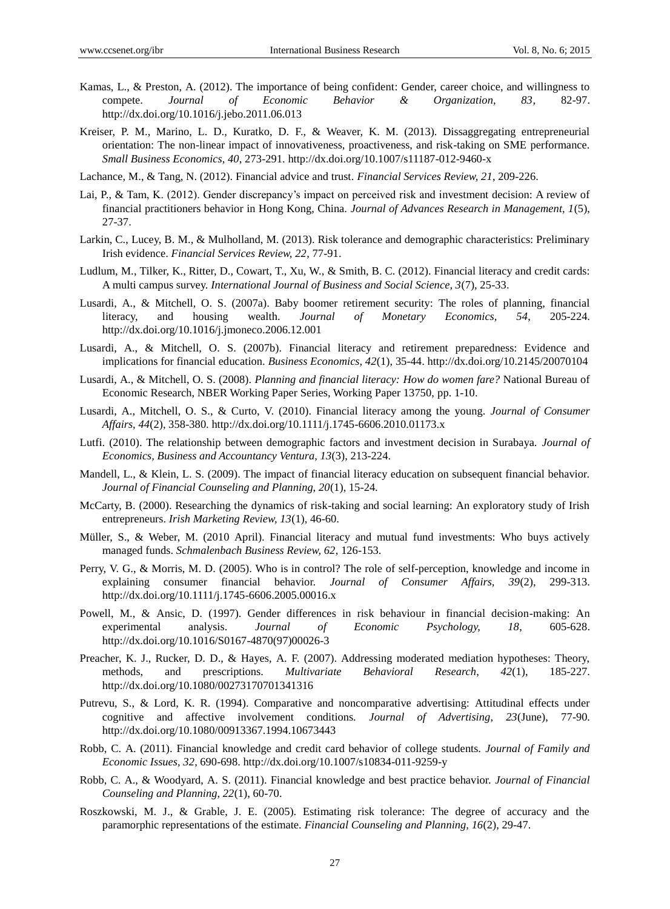Kamas, L., & Preston, A. (2012). The importance of being confident: Gender, career choice, and willingness to compete. *Journal of Economic Behavior & Organization, 83*, 82-97. http://dx.doi.org/10.1016/j.jebo.2011.06.013

Kreiser, P. M., Marino, L. D., Kuratko, D. F., & Weaver, K. M. (2013). Dissaggregating entrepreneurial orientation: The non-linear impact of innovativeness, proactiveness, and risk-taking on SME performance. *Small Business Economics, 40*, 273-291. http://dx.doi.org/10.1007/s11187-012-9460-x

Lachance, M., & Tang, N. (2012). Financial advice and trust. *Financial Services Review, 21*, 209-226.

Lai, P., & Tam, K. (2012). Gender discrepancy's impact on perceived risk and investment decision: A review of financial practitioners behavior in Hong Kong, China. *Journal of Advances Research in Management, 1*(5), 27-37.

Larkin, C., Lucey, B. M., & Mulholland, M. (2013). Risk tolerance and demographic characteristics: Preliminary Irish evidence. *Financial Services Review, 22*, 77-91.

Ludlum, M., Tilker, K., Ritter, D., Cowart, T., Xu, W., & Smith, B. C. (2012). Financial literacy and credit cards: A multi campus survey. *International Journal of Business and Social Science, 3*(7), 25-33.

Lusardi, A., & Mitchell, O. S. (2007a). Baby boomer retirement security: The roles of planning, financial literacy, and housing wealth. *Journal of Monetary Economics, 54*, 205-224. http://dx.doi.org/10.1016/j.jmoneco.2006.12.001

Lusardi, A., & Mitchell, O. S. (2007b). Financial literacy and retirement preparedness: Evidence and implications for financial education. *Business Economics, 42*(1), 35-44. http://dx.doi.org/10.2145/20070104

Lusardi, A., & Mitchell, O. S. (2008). *Planning and financial literacy: How do women fare?* National Bureau of Economic Research, NBER Working Paper Series, Working Paper 13750, pp. 1-10.

Lusardi, A., Mitchell, O. S., & Curto, V. (2010). Financial literacy among the young. *Journal of Consumer Affairs, 44*(2), 358-380. http://dx.doi.org/10.1111/j.1745-6606.2010.01173.x

Lutfi. (2010). The relationship between demographic factors and investment decision in Surabaya. *Journal of Economics, Business and Accountancy Ventura, 13*(3), 213-224.

Mandell, L., & Klein, L. S. (2009). The impact of financial literacy education on subsequent financial behavior. *Journal of Financial Counseling and Planning, 20*(1), 15-24.

McCarty, B. (2000). Researching the dynamics of risk-taking and social learning: An exploratory study of Irish entrepreneurs. *Irish Marketing Review, 13*(1), 46-60.

Müller, S., & Weber, M. (2010 April). Financial literacy and mutual fund investments: Who buys actively managed funds. *Schmalenbach Business Review, 62*, 126-153.

Perry, V. G., & Morris, M. D. (2005). Who is in control? The role of self-perception, knowledge and income in explaining consumer financial behavior. *Journal of Consumer Affairs, 39*(2), 299-313. http://dx.doi.org/10.1111/j.1745-6606.2005.00016.x

Powell, M., & Ansic, D. (1997). Gender differences in risk behaviour in financial decision-making: An experimental analysis. *Journal of Economic Psychology, 18*, 605-628. http://dx.doi.org/10.1016/S0167-4870(97)00026-3

Preacher, K. J., Rucker, D. D., & Hayes, A. F. (2007). Addressing moderated mediation hypotheses: Theory, methods, and prescriptions. *Multivariate Behavioral Research, 42*(1), 185-227. http://dx.doi.org/10.1080/00273170701341316

Putrevu, S., & Lord, K. R. (1994). Comparative and noncomparative advertising: Attitudinal effects under cognitive and affective involvement conditions. *Journal of Advertising, 23*(June), 77-90. http://dx.doi.org/10.1080/00913367.1994.10673443

Robb, C. A. (2011). Financial knowledge and credit card behavior of college students. *Journal of Family and Economic Issues, 32*, 690-698. http://dx.doi.org/10.1007/s10834-011-9259-y

Robb, C. A., & Woodyard, A. S. (2011). Financial knowledge and best practice behavior. *Journal of Financial Counseling and Planning, 22*(1), 60-70.

Roszkowski, M. J., & Grable, J. E. (2005). Estimating risk tolerance: The degree of accuracy and the paramorphic representations of the estimate. *Financial Counseling and Planning, 16*(2), 29-47.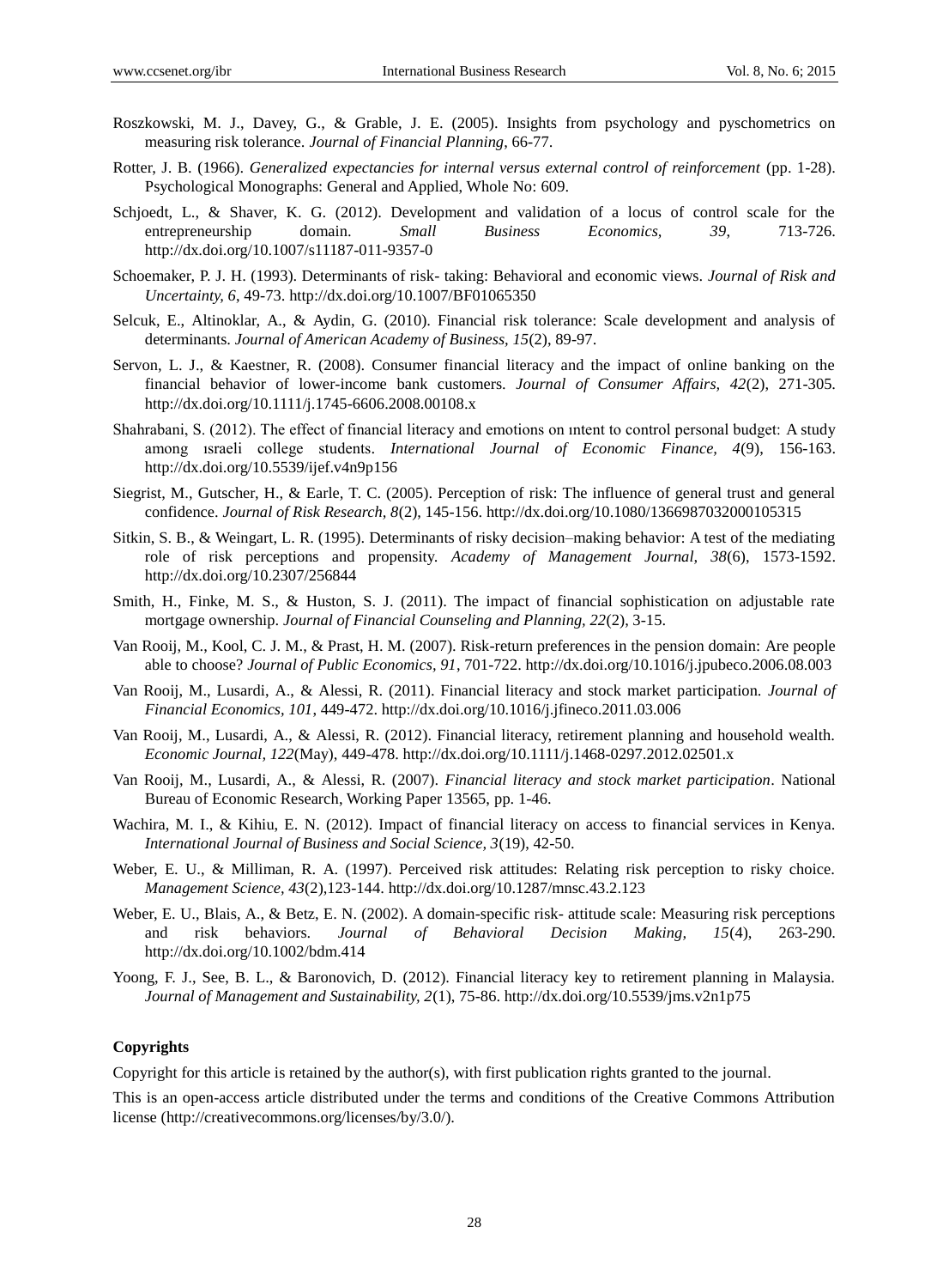Roszkowski, M. J., Davey, G., & Grable, J. E. (2005). Insights from psychology and pyschometrics on measuring risk tolerance. *Journal of Financial Planning*, 66-77.

Rotter, J. B. (1966). *Generalized expectancies for internal versus external control of reinforcement* (pp. 1-28). Psychological Monographs: General and Applied, Whole No: 609.

Schjoedt, L., & Shaver, K. G. (2012). Development and validation of a locus of control scale for the entrepreneurship domain. *Small Business Economics, 39*, 713-726. http://dx.doi.org/10.1007/s11187-011-9357-0

Schoemaker, P. J. H. (1993). Determinants of risk- taking: Behavioral and economic views. *Journal of Risk and Uncertainty, 6*, 49-73. http://dx.doi.org/10.1007/BF01065350

Selcuk, E., Altinoklar, A., & Aydin, G. (2010). Financial risk tolerance: Scale development and analysis of determinants. *Journal of American Academy of Business, 15*(2), 89-97.

Servon, L. J., & Kaestner, R. (2008). Consumer financial literacy and the impact of online banking on the financial behavior of lower-income bank customers. *Journal of Consumer Affairs, 42*(2), 271-305. http://dx.doi.org/10.1111/j.1745-6606.2008.00108.x

Shahrabani, S. (2012). The effect of financial literacy and emotions on ıntent to control personal budget: A study among ısraeli college students. *International Journal of Economic Finance, 4*(9), 156-163. http://dx.doi.org/10.5539/ijef.v4n9p156

Siegrist, M., Gutscher, H., & Earle, T. C. (2005). Perception of risk: The influence of general trust and general confidence. *Journal of Risk Research, 8*(2), 145-156. http://dx.doi.org/10.1080/1366987032000105315

Sitkin, S. B., & Weingart, L. R. (1995). Determinants of risky decision–making behavior: A test of the mediating role of risk perceptions and propensity. *Academy of Management Journal, 38*(6), 1573-1592. http://dx.doi.org/10.2307/256844

Smith, H., Finke, M. S., & Huston, S. J. (2011). The impact of financial sophistication on adjustable rate mortgage ownership. *Journal of Financial Counseling and Planning, 22*(2), 3-15.

Van Rooij, M., Kool, C. J. M., & Prast, H. M. (2007). Risk-return preferences in the pension domain: Are people able to choose? *Journal of Public Economics, 91*, 701-722. http://dx.doi.org/10.1016/j.jpubeco.2006.08.003

Van Rooij, M., Lusardi, A., & Alessi, R. (2011). Financial literacy and stock market participation. *Journal of Financial Economics, 101*, 449-472. http://dx.doi.org/10.1016/j.jfineco.2011.03.006

Van Rooij, M., Lusardi, A., & Alessi, R. (2012). Financial literacy, retirement planning and household wealth. *Economic Journal, 122*(May), 449-478. http://dx.doi.org/10.1111/j.1468-0297.2012.02501.x

Van Rooij, M., Lusardi, A., & Alessi, R. (2007). *Financial literacy and stock market participation*. National Bureau of Economic Research, Working Paper 13565, pp. 1-46.

Wachira, M. I., & Kihiu, E. N. (2012). Impact of financial literacy on access to financial services in Kenya. *International Journal of Business and Social Science, 3*(19), 42-50.

Weber, E. U., & Milliman, R. A. (1997). Perceived risk attitudes: Relating risk perception to risky choice. *Management Science, 43*(2),123-144. http://dx.doi.org/10.1287/mnsc.43.2.123

Weber, E. U., Blais, A., & Betz, E. N. (2002). A domain-specific risk- attitude scale: Measuring risk perceptions and risk behaviors. *Journal of Behavioral Decision Making, 15*(4), 263-290. http://dx.doi.org/10.1002/bdm.414

Yoong, F. J., See, B. L., & Baronovich, D. (2012). Financial literacy key to retirement planning in Malaysia. *Journal of Management and Sustainability, 2*(1), 75-86. http://dx.doi.org/10.5539/jms.v2n1p75

**Copyrights**

Copyright for this article is retained by the author(s), with first publication rights granted to the journal.

This is an open-access article distributed under the terms and conditions of the Creative Commons Attribution license (http://creativecommons.org/licenses/by/3.0/).